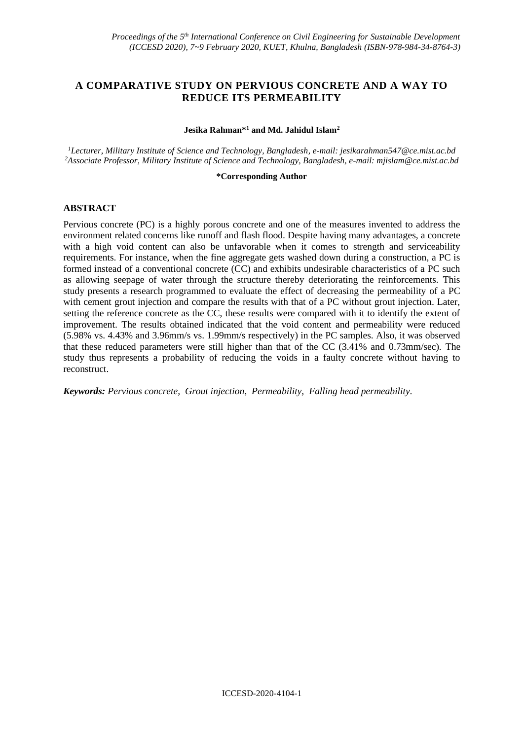# A COMPARATIVE STUDY ON PERVIOUS CONCRETE AND A WAY TO REDUCE ITS PERMEABILITY

**Jesika Rahman*[1] and Md. Jahidul Islam[2]**

*[1]Lecturer, Military Institute of Science and Technology, Bangladesh, e-mail: jesikarahman547@ce.mist.ac.bd*
*[2]Associate Professor, Military Institute of Science and Technology, Bangladesh, e-mail: mjislam@ce.mist.ac.bd*

**\*Corresponding Author**

## ABSTRACT

Pervious concrete (PC) is a highly porous concrete and one of the measures invented to address the environment related concerns like runoff and flash flood. Despite having many advantages, a concrete with a high void content can also be unfavorable when it comes to strength and serviceability requirements. For instance, when the fine aggregate gets washed down during a construction, a PC is formed instead of a conventional concrete (CC) and exhibits undesirable characteristics of a PC such as allowing seepage of water through the structure thereby deteriorating the reinforcements. This study presents a research programmed to evaluate the effect of decreasing the permeability of a PC with cement grout injection and compare the results with that of a PC without grout injection. Later, setting the reference concrete as the CC, these results were compared with it to identify the extent of improvement. The results obtained indicated that the void content and permeability were reduced (5.98% vs. 4.43% and 3.96mm/s vs. 1.99mm/s respectively) in the PC samples. Also, it was observed that these reduced parameters were still higher than that of the CC (3.41% and 0.73mm/sec). The study thus represents a probability of reducing the voids in a faulty concrete without having to reconstruct.

***Keywords:*** *Pervious concrete, Grout injection, Permeability, Falling head permeability.*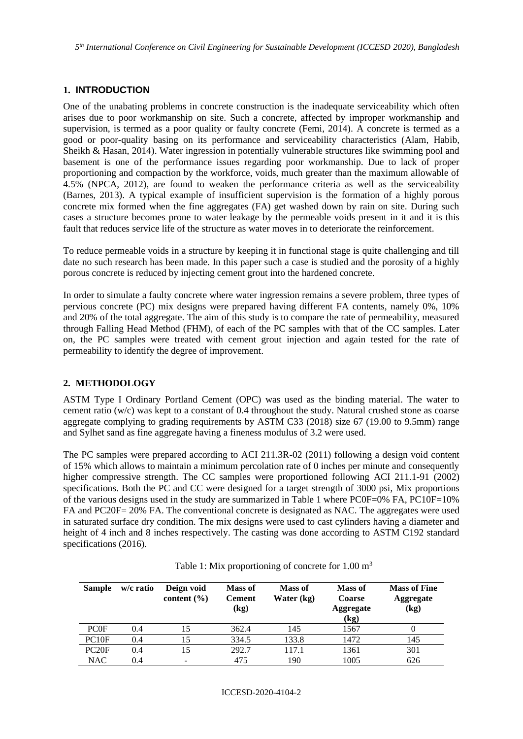## 1. INTRODUCTION

One of the unabating problems in concrete construction is the inadequate serviceability which often arises due to poor workmanship on site. Such a concrete, affected by improper workmanship and supervision, is termed as a poor quality or faulty concrete (Femi, 2014). A concrete is termed as a good or poor-quality basing on its performance and serviceability characteristics (Alam, Habib, Sheikh & Hasan, 2014). Water ingression in potentially vulnerable structures like swimming pool and basement is one of the performance issues regarding poor workmanship. Due to lack of proper proportioning and compaction by the workforce, voids, much greater than the maximum allowable of 4.5% (NPCA, 2012), are found to weaken the performance criteria as well as the serviceability (Barnes, 2013). A typical example of insufficient supervision is the formation of a highly porous concrete mix formed when the fine aggregates (FA) get washed down by rain on site. During such cases a structure becomes prone to water leakage by the permeable voids present in it and it is this fault that reduces service life of the structure as water moves in to deteriorate the reinforcement.

To reduce permeable voids in a structure by keeping it in functional stage is quite challenging and till date no such research has been made. In this paper such a case is studied and the porosity of a highly porous concrete is reduced by injecting cement grout into the hardened concrete.

In order to simulate a faulty concrete where water ingression remains a severe problem, three types of pervious concrete (PC) mix designs were prepared having different FA contents, namely 0%, 10% and 20% of the total aggregate. The aim of this study is to compare the rate of permeability, measured through Falling Head Method (FHM), of each of the PC samples with that of the CC samples. Later on, the PC samples were treated with cement grout injection and again tested for the rate of permeability to identify the degree of improvement.

## 2. METHODOLOGY

ASTM Type I Ordinary Portland Cement (OPC) was used as the binding material. The water to cement ratio (w/c) was kept to a constant of 0.4 throughout the study. Natural crushed stone as coarse aggregate complying to grading requirements by ASTM C33 (2018) size 67 (19.00 to 9.5mm) range and Sylhet sand as fine aggregate having a fineness modulus of 3.2 were used.

The PC samples were prepared according to ACI 211.3R-02 (2011) following a design void content of 15% which allows to maintain a minimum percolation rate of 0 inches per minute and consequently higher compressive strength. The CC samples were proportioned following ACI 211.1-91 (2002) specifications. Both the PC and CC were designed for a target strength of 3000 psi, Mix proportions of the various designs used in the study are summarized in Table 1 where PC0F=0% FA, PC10F=10% FA and PC20F= 20% FA. The conventional concrete is designated as NAC. The aggregates were used in saturated surface dry condition. The mix designs were used to cast cylinders having a diameter and height of 4 inch and 8 inches respectively. The casting was done according to ASTM C192 standard specifications (2016).

Table 1: Mix proportioning of concrete for 1.00 $m^3$

| Sample | w/c ratio | Deign void content (%) | Mass of Cement (kg) | Mass of Water (kg) | Mass of Coarse Aggregate (kg) | Mass of Fine Aggregate (kg) |
|---|---|---|---|---|---|---|
| PC0F | 0.4 | 15 | 362.4 | 145 | 1567 | 0 |
| PC10F | 0.4 | 15 | 334.5 | 133.8 | 1472 | 145 |
| PC20F | 0.4 | 15 | 292.7 | 117.1 | 1361 | 301 |
| NAC | 0.4 | - | 475 | 190 | 1005 | 626 |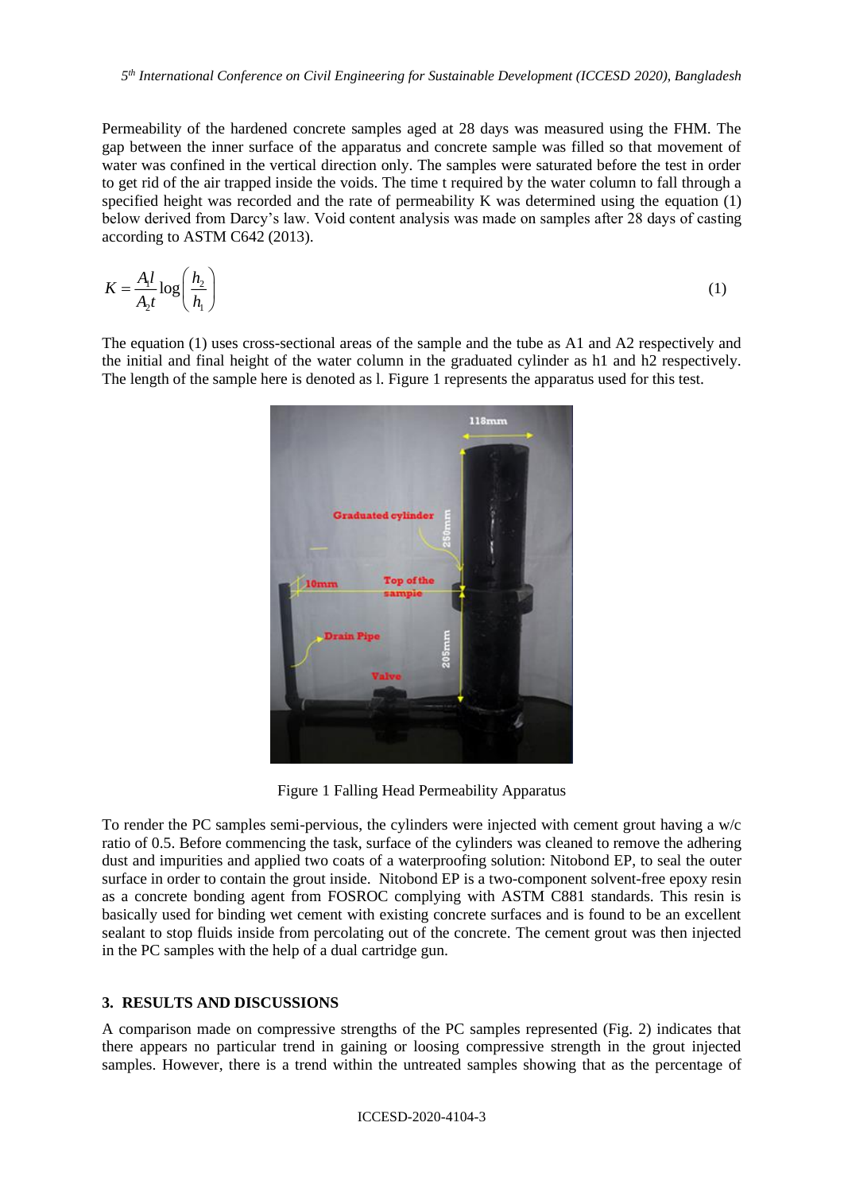Permeability of the hardened concrete samples aged at 28 days was measured using the FHM. The gap between the inner surface of the apparatus and concrete sample was filled so that movement of water was confined in the vertical direction only. The samples were saturated before the test in order to get rid of the air trapped inside the voids. The time t required by the water column to fall through a specified height was recorded and the rate of permeability K was determined using the equation (1) below derived from Darcy's law. Void content analysis was made on samples after 28 days of casting according to ASTM C642 (2013).

$$K = \frac{A_1 l}{A_2 t} \log\left(\frac{h_2}{h_1}\right) \tag{1}$$

The equation (1) uses cross-sectional areas of the sample and the tube as A1 and A2 respectively and the initial and final height of the water column in the graduated cylinder as h1 and h2 respectively. The length of the sample here is denoted as l. Figure 1 represents the apparatus used for this test.

Figure 1 Falling Head Permeability Apparatus

To render the PC samples semi-pervious, the cylinders were injected with cement grout having a w/c ratio of 0.5. Before commencing the task, surface of the cylinders was cleaned to remove the adhering dust and impurities and applied two coats of a waterproofing solution: Nitobond EP, to seal the outer surface in order to contain the grout inside. Nitobond EP is a two-component solvent-free epoxy resin as a concrete bonding agent from FOSROC complying with ASTM C881 standards. This resin is basically used for binding wet cement with existing concrete surfaces and is found to be an excellent sealant to stop fluids inside from percolating out of the concrete. The cement grout was then injected in the PC samples with the help of a dual cartridge gun.

## 3. RESULTS AND DISCUSSIONS

A comparison made on compressive strengths of the PC samples represented (Fig. 2) indicates that there appears no particular trend in gaining or loosing compressive strength in the grout injected samples. However, there is a trend within the untreated samples showing that as the percentage of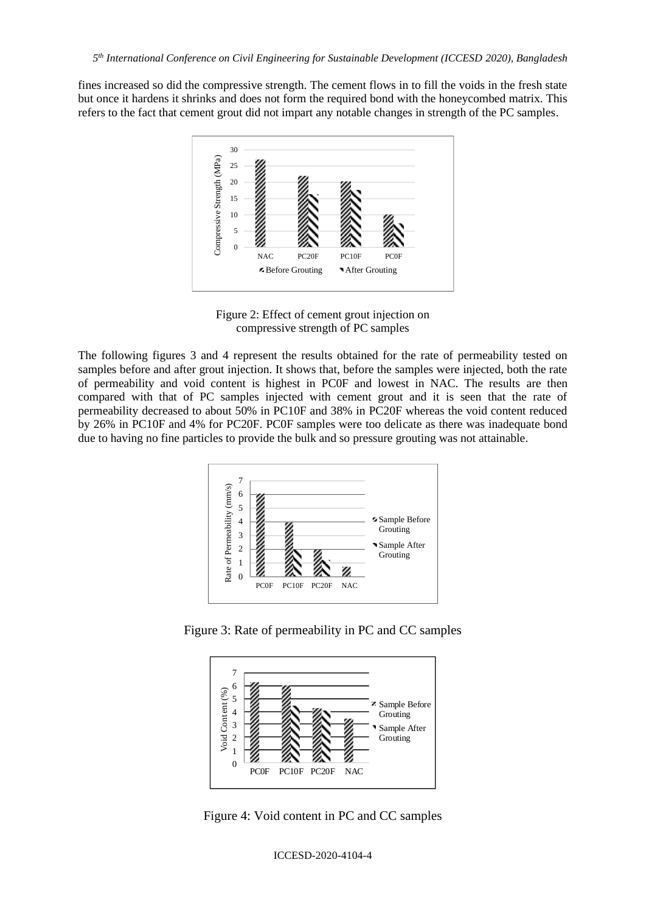fines increased so did the compressive strength. The cement flows in to fill the voids in the fresh state but once it hardens it shrinks and does not form the required bond with the honeycombed matrix. This refers to the fact that cement grout did not impart any notable changes in strength of the PC samples.

Figure 2: Effect of cement grout injection on compressive strength of PC samples

The following figures 3 and 4 represent the results obtained for the rate of permeability tested on samples before and after grout injection. It shows that, before the samples were injected, both the rate of permeability and void content is highest in PC0F and lowest in NAC. The results are then compared with that of PC samples injected with cement grout and it is seen that the rate of permeability decreased to about 50% in PC10F and 38% in PC20F whereas the void content reduced by 26% in PC10F and 4% for PC20F. PC0F samples were too delicate as there was inadequate bond due to having no fine particles to provide the bulk and so pressure grouting was not attainable.

Figure 3: Rate of permeability in PC and CC samples

Figure 4: Void content in PC and CC samples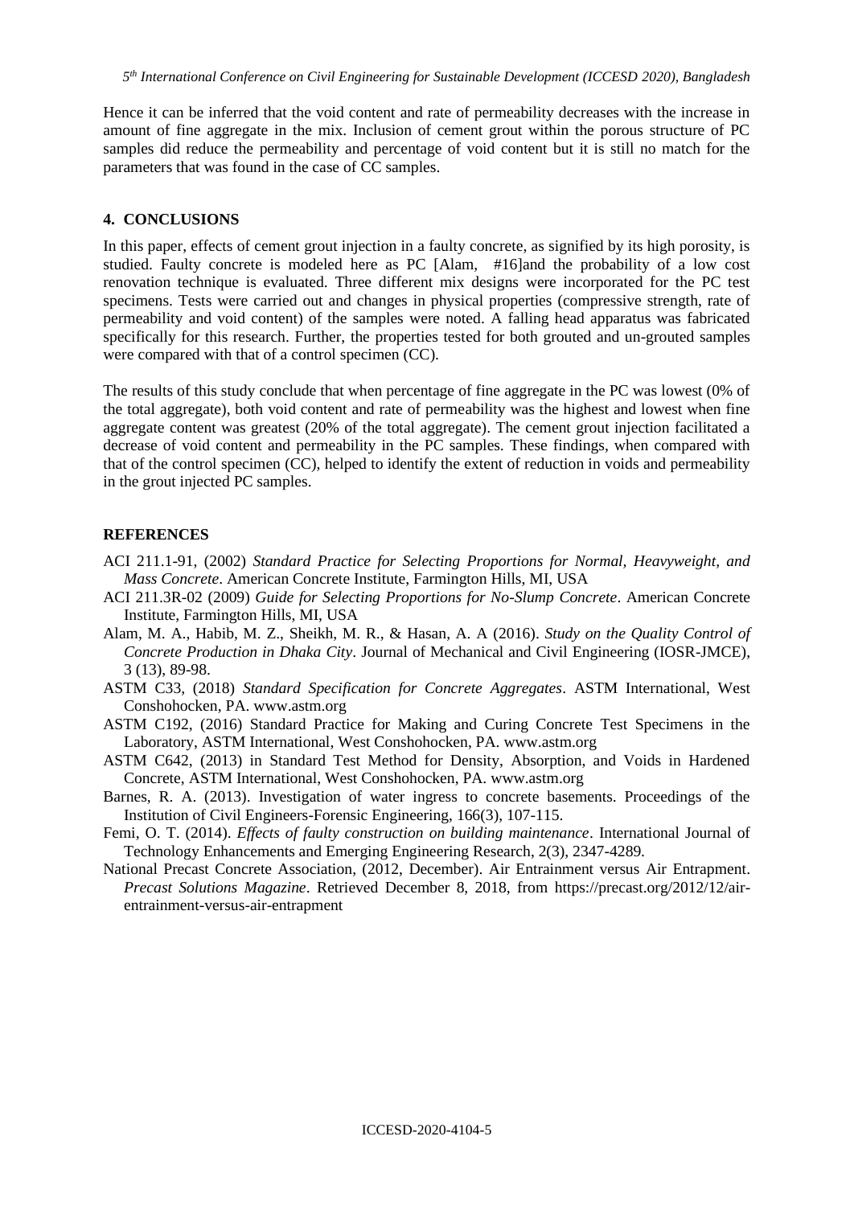Hence it can be inferred that the void content and rate of permeability decreases with the increase in amount of fine aggregate in the mix. Inclusion of cement grout within the porous structure of PC samples did reduce the permeability and percentage of void content but it is still no match for the parameters that was found in the case of CC samples.

## 4. CONCLUSIONS

In this paper, effects of cement grout injection in a faulty concrete, as signified by its high porosity, is studied. Faulty concrete is modeled here as PC [Alam, #16]and the probability of a low cost renovation technique is evaluated. Three different mix designs were incorporated for the PC test specimens. Tests were carried out and changes in physical properties (compressive strength, rate of permeability and void content) of the samples were noted. A falling head apparatus was fabricated specifically for this research. Further, the properties tested for both grouted and un-grouted samples were compared with that of a control specimen (CC).

The results of this study conclude that when percentage of fine aggregate in the PC was lowest (0% of the total aggregate), both void content and rate of permeability was the highest and lowest when fine aggregate content was greatest (20% of the total aggregate). The cement grout injection facilitated a decrease of void content and permeability in the PC samples. These findings, when compared with that of the control specimen (CC), helped to identify the extent of reduction in voids and permeability in the grout injected PC samples.

## REFERENCES

ACI 211.1-91, (2002) *Standard Practice for Selecting Proportions for Normal, Heavyweight, and Mass Concrete*. American Concrete Institute, Farmington Hills, MI, USA

ACI 211.3R-02 (2009) *Guide for Selecting Proportions for No-Slump Concrete*. American Concrete Institute, Farmington Hills, MI, USA

Alam, M. A., Habib, M. Z., Sheikh, M. R., & Hasan, A. A (2016). *Study on the Quality Control of Concrete Production in Dhaka City*. Journal of Mechanical and Civil Engineering (IOSR-JMCE), 3 (13), 89-98.

ASTM C33, (2018) *Standard Specification for Concrete Aggregates*. ASTM International, West Conshohocken, PA. www.astm.org

ASTM C192, (2016) Standard Practice for Making and Curing Concrete Test Specimens in the Laboratory, ASTM International, West Conshohocken, PA. www.astm.org

ASTM C642, (2013) in Standard Test Method for Density, Absorption, and Voids in Hardened Concrete, ASTM International, West Conshohocken, PA. www.astm.org

Barnes, R. A. (2013). Investigation of water ingress to concrete basements. Proceedings of the Institution of Civil Engineers-Forensic Engineering, 166(3), 107-115.

Femi, O. T. (2014). *Effects of faulty construction on building maintenance*. International Journal of Technology Enhancements and Emerging Engineering Research, 2(3), 2347-4289.

National Precast Concrete Association, (2012, December). Air Entrainment versus Air Entrapment. *Precast Solutions Magazine*. Retrieved December 8, 2018, from https://precast.org/2012/12/air-entrainment-versus-air-entrapment